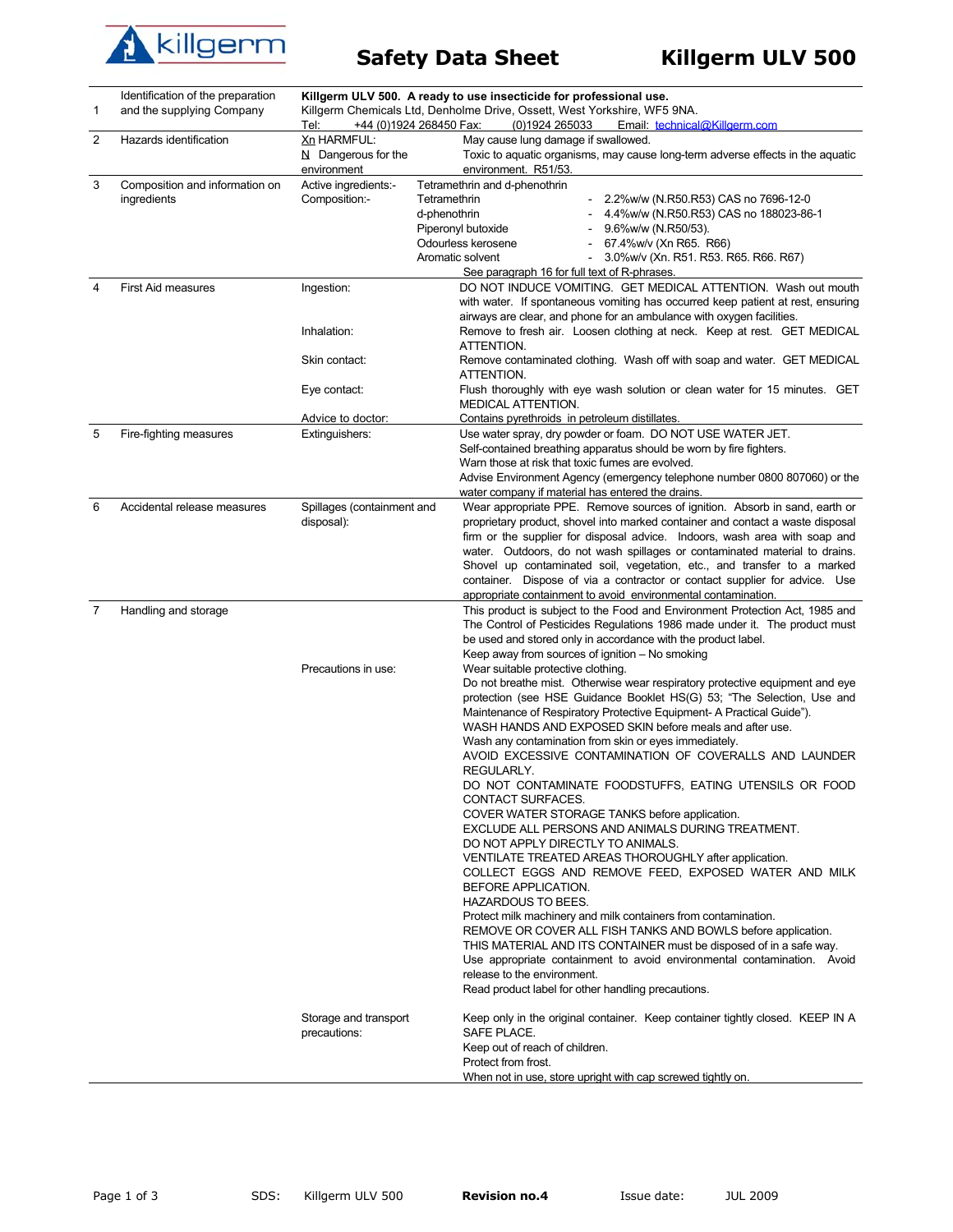# Safety Data Sheet — Killgerm ULV 500

| | | | |
|---|---|---|---|
| 1 | Identification of the preparation and the supplying Company | **Killgerm ULV 500. A ready to use insecticide for professional use.** Killgerm Chemicals Ltd, Denholme Drive, Ossett, West Yorkshire, WF5 9NA. Tel: +44 (0)1924 268450 Fax: (0)1924 265033 Email: technical@Killgerm.com | |
| 2 | Hazards identification | Xn HARMFUL: | May cause lung damage if swallowed. |
| | | N Dangerous for the environment | Toxic to aquatic organisms, may cause long-term adverse effects in the aquatic environment. R51/53. |
| 3 | Composition and information on ingredients | Active ingredients:- | Tetramethrin and d-phenothrin |
| | | Composition:- | Tetramethrin - 2.2%w/w (N.R50.R53) CAS no 7696-12-0<br>d-phenothrin - 4.4%w/w (N.R50.R53) CAS no 188023-86-1<br>Piperonyl butoxide - 9.6%w/w (N.R50/53).<br>Odourless kerosene - 67.4%w/v (Xn R65. R66)<br>Aromatic solvent - 3.0%w/v (Xn. R51. R53. R65. R66. R67)<br>See paragraph 16 for full text of R-phrases. |
| 4 | First Aid measures | Ingestion: | DO NOT INDUCE VOMITING. GET MEDICAL ATTENTION. Wash out mouth with water. If spontaneous vomiting has occurred keep patient at rest, ensuring airways are clear, and phone for an ambulance with oxygen facilities. |
| | | Inhalation: | Remove to fresh air. Loosen clothing at neck. Keep at rest. GET MEDICAL ATTENTION. |
| | | Skin contact: | Remove contaminated clothing. Wash off with soap and water. GET MEDICAL ATTENTION. |
| | | Eye contact: | Flush thoroughly with eye wash solution or clean water for 15 minutes. GET MEDICAL ATTENTION. |
| | | Advice to doctor: | Contains pyrethroids in petroleum distillates. |
| 5 | Fire-fighting measures | Extinguishers: | Use water spray, dry powder or foam. DO NOT USE WATER JET.<br>Self-contained breathing apparatus should be worn by fire fighters.<br>Warn those at risk that toxic fumes are evolved.<br>Advise Environment Agency (emergency telephone number 0800 807060) or the water company if material has entered the drains. |
| 6 | Accidental release measures | Spillages (containment and disposal): | Wear appropriate PPE. Remove sources of ignition. Absorb in sand, earth or proprietary product, shovel into marked container and contact a waste disposal firm or the supplier for disposal advice. Indoors, wash area with soap and water. Outdoors, do not wash spillages or contaminated material to drains. Shovel up contaminated soil, vegetation, etc., and transfer to a marked container. Dispose of via a contractor or contact supplier for advice. Use appropriate containment to avoid environmental contamination. |
| 7 | Handling and storage | | This product is subject to the Food and Environment Protection Act, 1985 and The Control of Pesticides Regulations 1986 made under it. The product must be used and stored only in accordance with the product label.<br>Keep away from sources of ignition – No smoking |
| | | Precautions in use: | Wear suitable protective clothing.<br>Do not breathe mist. Otherwise wear respiratory protective equipment and eye protection (see HSE Guidance Booklet HS(G) 53; "The Selection, Use and Maintenance of Respiratory Protective Equipment- A Practical Guide").<br>WASH HANDS AND EXPOSED SKIN before meals and after use.<br>Wash any contamination from skin or eyes immediately.<br>AVOID EXCESSIVE CONTAMINATION OF COVERALLS AND LAUNDER REGULARLY.<br>DO NOT CONTAMINATE FOODSTUFFS, EATING UTENSILS OR FOOD CONTACT SURFACES.<br>COVER WATER STORAGE TANKS before application.<br>EXCLUDE ALL PERSONS AND ANIMALS DURING TREATMENT.<br>DO NOT APPLY DIRECTLY TO ANIMALS.<br>VENTILATE TREATED AREAS THOROUGHLY after application.<br>COLLECT EGGS AND REMOVE FEED, EXPOSED WATER AND MILK BEFORE APPLICATION.<br>HAZARDOUS TO BEES.<br>Protect milk machinery and milk containers from contamination.<br>REMOVE OR COVER ALL FISH TANKS AND BOWLS before application.<br>THIS MATERIAL AND ITS CONTAINER must be disposed of in a safe way.<br>Use appropriate containment to avoid environmental contamination. Avoid release to the environment.<br>Read product label for other handling precautions. |
| | | Storage and transport precautions: | Keep only in the original container. Keep container tightly closed. KEEP IN A SAFE PLACE.<br>Keep out of reach of children.<br>Protect from frost.<br>When not in use, store upright with cap screwed tightly on. |

SDS: Killgerm ULV 500 **Revision no.4** Issue date: JUL 2009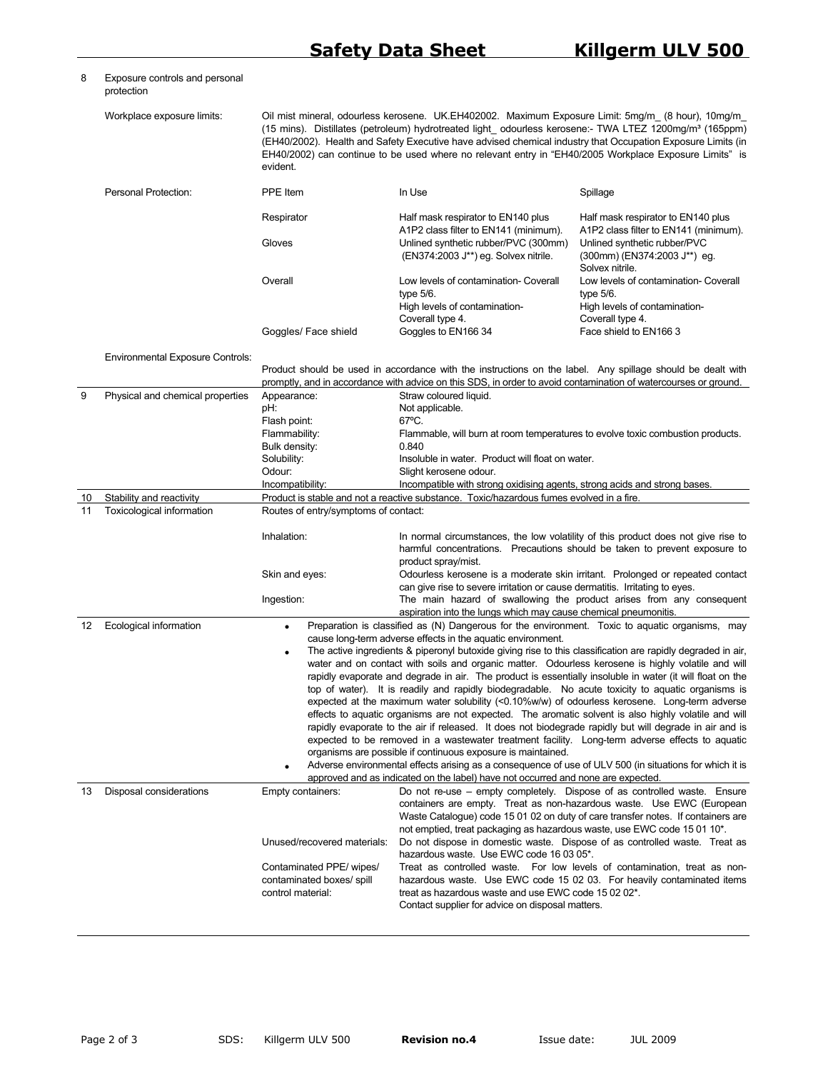## 8 Exposure controls and personal protection

**Workplace exposure limits:**

Oil mist mineral, odourless kerosene. UK.EH402002. Maximum Exposure Limit: 5mg/m_ (8 hour), 10mg/m_ (15 mins). Distillates (petroleum) hydrotreated light_ odourless kerosene:- TWA LTEZ 1200mg/m³ (165ppm) (EH40/2002). Health and Safety Executive have advised chemical industry that Occupation Exposure Limits (in EH40/2002) can continue to be used where no relevant entry in "EH40/2005 Workplace Exposure Limits" is evident.

**Personal Protection:**

| PPE Item | In Use | Spillage |
|---|---|---|
| Respirator | Half mask respirator to EN140 plus A1P2 class filter to EN141 (minimum). | Half mask respirator to EN140 plus A1P2 class filter to EN141 (minimum). |
| Gloves | Unlined synthetic rubber/PVC (300mm) (EN374:2003 J**) eg. Solvex nitrile. | Unlined synthetic rubber/PVC (300mm) (EN374:2003 J**) eg. Solvex nitrile. |
| Overall | Low levels of contamination- Coverall type 5/6. High levels of contamination- Coverall type 4. | Low levels of contamination- Coverall type 5/6. High levels of contamination- Coverall type 4. |
| Goggles/ Face shield | Goggles to EN166 34 | Face shield to EN166 3 |

**Environmental Exposure Controls:**

Product should be used in accordance with the instructions on the label. Any spillage should be dealt with promptly, and in accordance with advice on this SDS, in order to avoid contamination of watercourses or ground.

## 9 Physical and chemical properties

| Property | Value |
|---|---|
| Appearance: | Straw coloured liquid. |
| pH: | Not applicable. |
| Flash point: | 67ºC. |
| Flammability: | Flammable, will burn at room temperatures to evolve toxic combustion products. |
| Bulk density: | 0.840 |
| Solubility: | Insoluble in water. Product will float on water. |
| Odour: | Slight kerosene odour. |
| Incompatibility: | Incompatible with strong oxidising agents, strong acids and strong bases. |

## 10 Stability and reactivity

Product is stable and not a reactive substance. Toxic/hazardous fumes evolved in a fire.

## 11 Toxicological information

Routes of entry/symptoms of contact:

**Inhalation:** In normal circumstances, the low volatility of this product does not give rise to harmful concentrations. Precautions should be taken to prevent exposure to product spray/mist.

**Skin and eyes:** Odourless kerosene is a moderate skin irritant. Prolonged or repeated contact can give rise to severe irritation or cause dermatitis. Irritating to eyes.

**Ingestion:** The main hazard of swallowing the product arises from any consequent aspiration into the lungs which may cause chemical pneumonitis.

## 12 Ecological information

- Preparation is classified as (N) Dangerous for the environment. Toxic to aquatic organisms, may cause long-term adverse effects in the aquatic environment.
- The active ingredients & piperonyl butoxide giving rise to this classification are rapidly degraded in air, water and on contact with soils and organic matter. Odourless kerosene is highly volatile and will rapidly evaporate and degrade in air. The product is essentially insoluble in water (it will float on the top of water). It is readily and rapidly biodegradable. No acute toxicity to aquatic organisms is expected at the maximum water solubility (<0.10%w/w) of odourless kerosene. Long-term adverse effects to aquatic organisms are not expected. The aromatic solvent is also highly volatile and will rapidly evaporate to the air if released. It does not biodegrade rapidly but will degrade in air and is expected to be removed in a wastewater treatment facility. Long-term adverse effects to aquatic organisms are possible if continuous exposure is maintained.
- Adverse environmental effects arising as a consequence of use of ULV 500 (in situations for which it is approved and as indicated on the label) have not occurred and none are expected.

## 13 Disposal considerations

**Empty containers:** Do not re-use – empty completely. Dispose of as controlled waste. Ensure containers are empty. Treat as non-hazardous waste. Use EWC (European Waste Catalogue) code 15 01 02 on duty of care transfer notes. If containers are not emptied, treat packaging as hazardous waste, use EWC code 15 01 10*.

**Unused/recovered materials:** Do not dispose in domestic waste. Dispose of as controlled waste. Treat as hazardous waste. Use EWC code 16 03 05*.

**Contaminated PPE/ wipes/ contaminated boxes/ spill control material:** Treat as controlled waste. For low levels of contamination, treat as non-hazardous waste. Use EWC code 15 02 03. For heavily contaminated items treat as hazardous waste and use EWC code 15 02 02*.
Contact supplier for advice on disposal matters.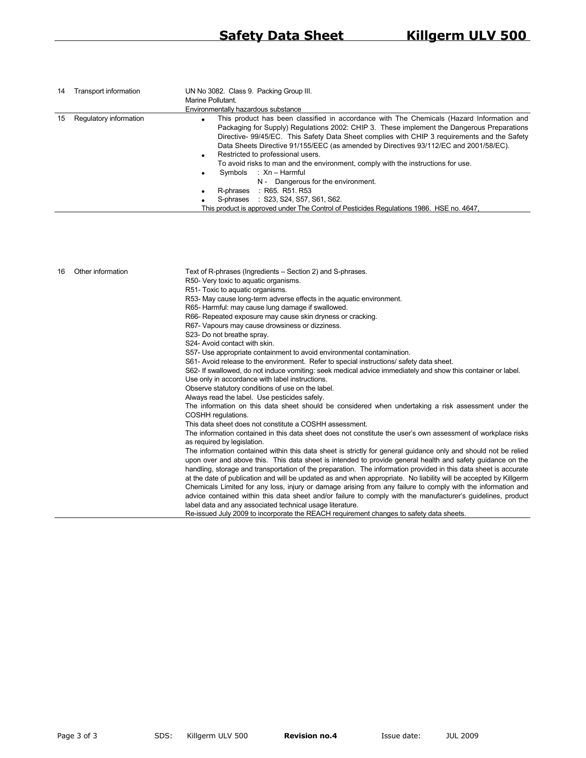| | | |
|---|---|---|
| 14 | Transport information | UN No 3082. Class 9. Packing Group III.<br>Marine Pollutant.<br>Environmentally hazardous substance |
| 15 | Regulatory information | • This product has been classified in accordance with The Chemicals (Hazard Information and Packaging for Supply) Regulations 2002: CHIP 3. These implement the Dangerous Preparations Directive- 99/45/EC. This Safety Data Sheet complies with CHIP 3 requirements and the Safety Data Sheets Directive 91/155/EEC (as amended by Directives 93/112/EC and 2001/58/EC).<br>• Restricted to professional users.<br>To avoid risks to man and the environment, comply with the instructions for use.<br>• Symbols : Xn – Harmful<br>N - Dangerous for the environment.<br>• R-phrases : R65. R51. R53<br>• S-phrases : S23, S24, S57, S61, S62.<br>This product is approved under The Control of Pesticides Regulations 1986. HSE no. 4647, |

| | | |
|---|---|---|
| 16 | Other information | Text of R-phrases (Ingredients – Section 2) and S-phrases.<br>R50- Very toxic to aquatic organisms.<br>R51- Toxic to aquatic organisms.<br>R53- May cause long-term adverse effects in the aquatic environment.<br>R65- Harmful: may cause lung damage if swallowed.<br>R66- Repeated exposure may cause skin dryness or cracking.<br>R67- Vapours may cause drowsiness or dizziness.<br>S23- Do not breathe spray.<br>S24- Avoid contact with skin.<br>S57- Use appropriate containment to avoid environmental contamination.<br>S61- Avoid release to the environment. Refer to special instructions/ safety data sheet.<br>S62- If swallowed, do not induce vomiting: seek medical advice immediately and show this container or label.<br>Use only in accordance with label instructions.<br>Observe statutory conditions of use on the label.<br>Always read the label. Use pesticides safely.<br>The information on this data sheet should be considered when undertaking a risk assessment under the COSHH regulations.<br>This data sheet does not constitute a COSHH assessment.<br>The information contained in this data sheet does not constitute the user's own assessment of workplace risks as required by legislation.<br>The information contained within this data sheet is strictly for general guidance only and should not be relied upon over and above this. This data sheet is intended to provide general health and safety guidance on the handling, storage and transportation of the preparation. The information provided in this data sheet is accurate at the date of publication and will be updated as and when appropriate. No liability will be accepted by Killgerm Chemicals Limited for any loss, injury or damage arising from any failure to comply with the information and advice contained within this data sheet and/or failure to comply with the manufacturer's guidelines, product label data and any associated technical usage literature.<br>Re-issued July 2009 to incorporate the REACH requirement changes to safety data sheets. |